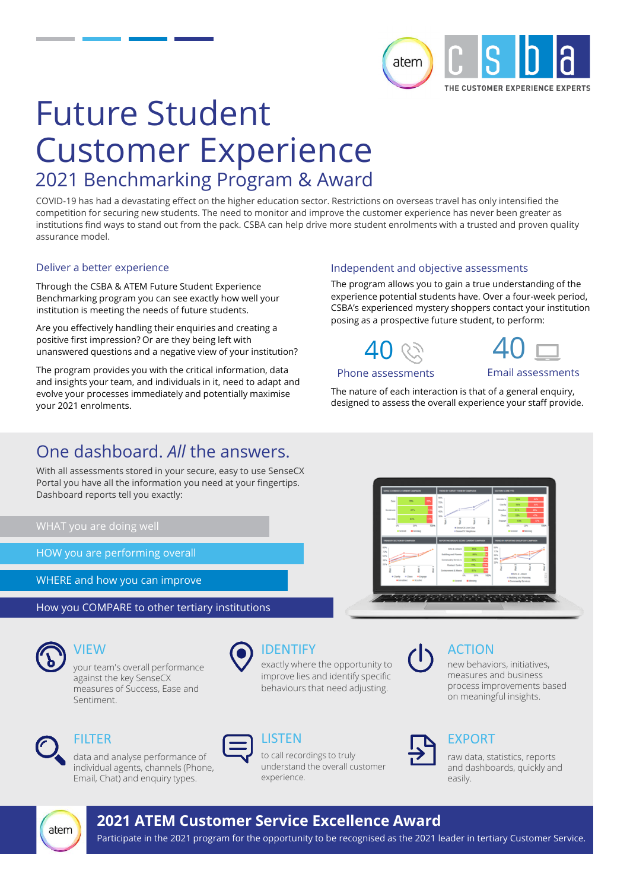# Future Student Customer Experience

## 2021 Benchmarking Program & Award

COVID-19 has had a devastating effect on the higher education sector. Restrictions on overseas travel has only intensified the competition for securing new students. The need to monitor and improve the customer experience has never been greater as institutions find ways to stand out from the pack. CSBA can help drive more student enrolments with a trusted and proven quality assurance model.

### Deliver a better experience

Through the CSBA & ATEM Future Student Experience Benchmarking program you can see exactly how well your institution is meeting the needs of future students.

Are you effectively handling their enquiries and creating a positive first impression? Or are they being left with unanswered questions and a negative view of your institution?

The program provides you with the critical information, data and insights your team, and individuals in it, need to adapt and evolve your processes immediately and potentially maximise your 2021 enrolments.

### Independent and objective assessments

The program allows you to gain a true understanding of the experience potential students have. Over a four-week period, CSBA's experienced mystery shoppers contact your institution posing as a prospective future student, to perform:

**40** Phone assessments

**40** Email assessments

The nature of each interaction is that of a general enquiry, designed to assess the overall experience your staff provide.

## One dashboard. *All* the answers.

With all assessments stored in your secure, easy to use SenseCX Portal you have all the information you need at your fingertips. Dashboard reports tell you exactly:

- WHAT you are doing well
- HOW you are performing overall
- WHERE and how you can improve
- How you COMPARE to other tertiary institutions

### VIEW

your team's overall performance against the key SenseCX measures of Success, Ease and Sentiment.

### IDENTIFY

exactly where the opportunity to improve lies and identify specific behaviours that need adjusting.

### ACTION

new behaviors, initiatives, measures and business process improvements based on meaningful insights.

### FILTER

data and analyse performance of individual agents, channels (Phone, Email, Chat) and enquiry types.

### LISTEN

to call recordings to truly understand the overall customer experience.

### EXPORT

raw data, statistics, reports and dashboards, quickly and easily.

## 2021 ATEM Customer Service Excellence Award

Participate in the 2021 program for the opportunity to be recognised as the 2021 leader in tertiary Customer Service.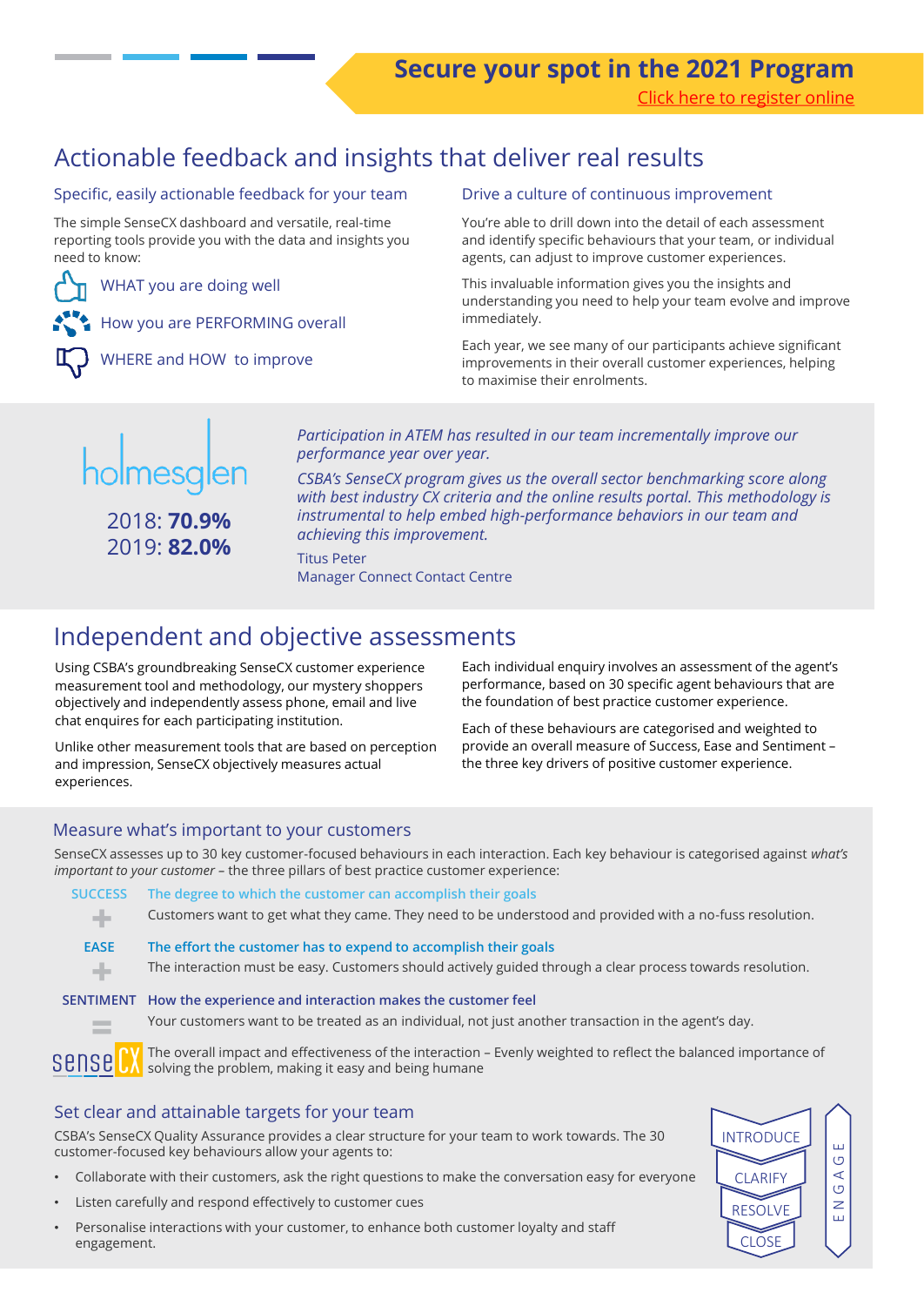**Secure your spot in the 2021 Program**

Click here to register online

# Actionable feedback and insights that deliver real results

## Specific, easily actionable feedback for your team

The simple SenseCX dashboard and versatile, real-time reporting tools provide you with the data and insights you need to know:

- WHAT you are doing well
- How you are PERFORMING overall
- WHERE and HOW to improve

## Drive a culture of continuous improvement

You're able to drill down into the detail of each assessment and identify specific behaviours that your team, or individual agents, can adjust to improve customer experiences.

This invaluable information gives you the insights and understanding you need to help your team evolve and improve immediately.

Each year, we see many of our participants achieve significant improvements in their overall customer experiences, helping to maximise their enrolments.

holmesglen

2018: **70.9%**
2019: **82.0%**

*Participation in ATEM has resulted in our team incrementally improve our performance year over year.*

*CSBA's SenseCX program gives us the overall sector benchmarking score along with best industry CX criteria and the online results portal. This methodology is instrumental to help embed high-performance behaviors in our team and achieving this improvement.*

Titus Peter
Manager Connect Contact Centre

# Independent and objective assessments

Using CSBA's groundbreaking SenseCX customer experience measurement tool and methodology, our mystery shoppers objectively and independently assess phone, email and live chat enquires for each participating institution.

Unlike other measurement tools that are based on perception and impression, SenseCX objectively measures actual experiences.

Each individual enquiry involves an assessment of the agent's performance, based on 30 specific agent behaviours that are the foundation of best practice customer experience.

Each of these behaviours are categorised and weighted to provide an overall measure of Success, Ease and Sentiment – the three key drivers of positive customer experience.

## Measure what's important to your customers

SenseCX assesses up to 30 key customer-focused behaviours in each interaction. Each key behaviour is categorised against *what's important to your customer* – the three pillars of best practice customer experience:

**SUCCESS** — The degree to which the customer can accomplish their goals
Customers want to get what they came. They need to be understood and provided with a no-fuss resolution.

+

**EASE** — The effort the customer has to expend to accomplish their goals
The interaction must be easy. Customers should actively guided through a clear process towards resolution.

+

**SENTIMENT** — How the experience and interaction makes the customer feel
Your customers want to be treated as an individual, not just another transaction in the agent's day.

=

**senseCX** — The overall impact and effectiveness of the interaction – Evenly weighted to reflect the balanced importance of solving the problem, making it easy and being humane

## Set clear and attainable targets for your team

CSBA's SenseCX Quality Assurance provides a clear structure for your team to work towards. The 30 customer-focused key behaviours allow your agents to:

- Collaborate with their customers, ask the right questions to make the conversation easy for everyone
- Listen carefully and respond effectively to customer cues
- Personalise interactions with your customer, to enhance both customer loyalty and staff engagement.

INTRODUCE
CLARIFY
RESOLVE
CLOSE
ENGAGE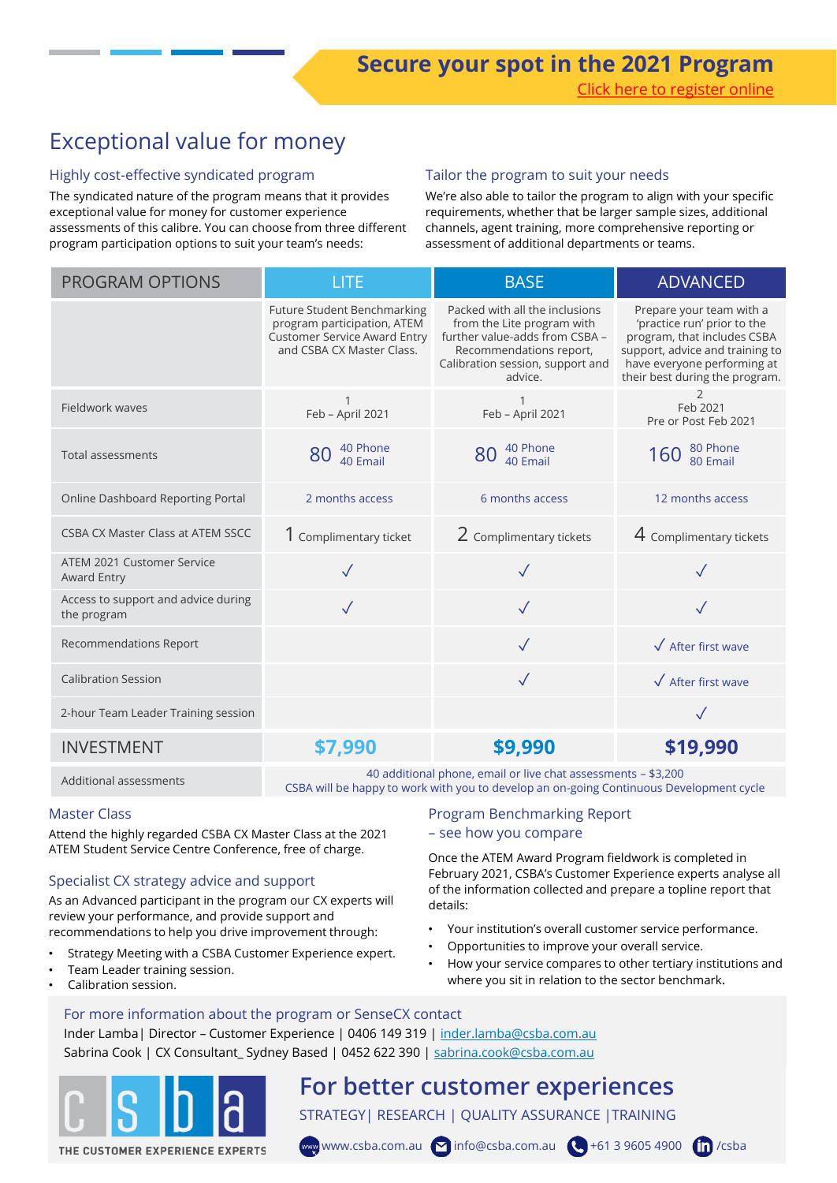## Secure your spot in the 2021 Program

Click here to register online

# Exceptional value for money

### Highly cost-effective syndicated program

The syndicated nature of the program means that it provides exceptional value for money for customer experience assessments of this calibre. You can choose from three different program participation options to suit your team's needs:

### Tailor the program to suit your needs

We're also able to tailor the program to align with your specific requirements, whether that be larger sample sizes, additional channels, agent training, more comprehensive reporting or assessment of additional departments or teams.

| PROGRAM OPTIONS | LITE | BASE | ADVANCED |
|---|---|---|---|
| | Future Student Benchmarking program participation, ATEM Customer Service Award Entry and CSBA CX Master Class. | Packed with all the inclusions from the Lite program with further value-adds from CSBA – Recommendations report, Calibration session, support and advice. | Prepare your team with a 'practice run' prior to the program, that includes CSBA support, advice and training to have everyone performing at their best during the program. |
| Fieldwork waves | 1 Feb – April 2021 | 1 Feb – April 2021 | 2 Feb 2021 Pre or Post Feb 2021 |
| Total assessments | 80 (40 Phone, 40 Email) | 80 (40 Phone, 40 Email) | 160 (80 Phone, 80 Email) |
| Online Dashboard Reporting Portal | 2 months access | 6 months access | 12 months access |
| CSBA CX Master Class at ATEM SSCC | 1 Complimentary ticket | 2 Complimentary tickets | 4 Complimentary tickets |
| ATEM 2021 Customer Service Award Entry | ✓ | ✓ | ✓ |
| Access to support and advice during the program | ✓ | ✓ | ✓ |
| Recommendations Report | | ✓ | ✓ After first wave |
| Calibration Session | | ✓ | ✓ After first wave |
| 2-hour Team Leader Training session | | | ✓ |
| INVESTMENT | $7,990 | $9,990 | $19,990 |
| Additional assessments | 40 additional phone, email or live chat assessments – $3,200<br>CSBA will be happy to work with you to develop an on-going Continuous Development cycle | | |

### Master Class

Attend the highly regarded CSBA CX Master Class at the 2021 ATEM Student Service Centre Conference, free of charge.

### Specialist CX strategy advice and support

As an Advanced participant in the program our CX experts will review your performance, and provide support and recommendations to help you drive improvement through:

- Strategy Meeting with a CSBA Customer Experience expert.
- Team Leader training session.
- Calibration session.

### Program Benchmarking Report – see how you compare

Once the ATEM Award Program fieldwork is completed in February 2021, CSBA's Customer Experience experts analyse all of the information collected and prepare a topline report that details:

- Your institution's overall customer service performance.
- Opportunities to improve your overall service.
- How your service compares to other tertiary institutions and where you sit in relation to the sector benchmark.

For more information about the program or SenseCX contact

Inder Lamba| Director – Customer Experience | 0406 149 319 | inder.lamba@csba.com.au

Sabrina Cook | CX Consultant_ Sydney Based | 0452 622 390 | sabrina.cook@csba.com.au

csba THE CUSTOMER EXPERIENCE EXPERTS

## For better customer experiences

STRATEGY| RESEARCH | QUALITY ASSURANCE |TRAINING

www.csba.com.au | info@csba.com.au | +61 3 9605 4900 | /csba